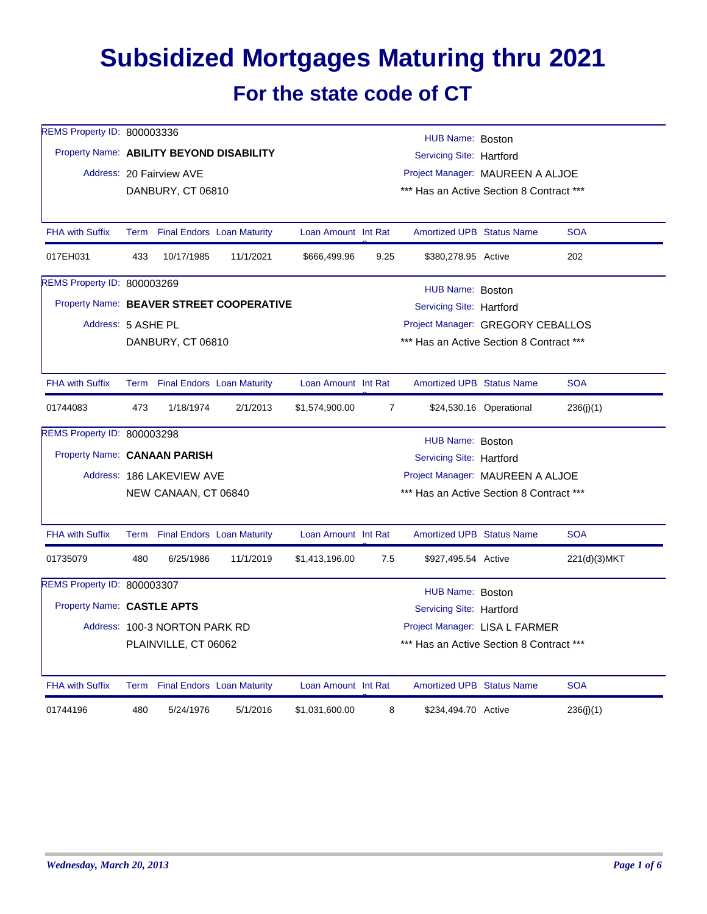# Subsidized Mortgages Maturing thru 2021

## For the state code of CT

REMS Property ID: 800003336
Property Name: **ABILITY BEYOND DISABILITY**
Address: 20 Fairview AVE
DANBURY, CT 06810

HUB Name: Boston
Servicing Site: Hartford
Project Manager: MAUREEN A ALJOE
*** Has an Active Section 8 Contract ***

| FHA with Suffix | Term | Final Endors | Loan Maturity | Loan Amount | Int Rate | Amortized UPB | Status Name | SOA |
|---|---|---|---|---|---|---|---|---|
| 017EH031 | 433 | 10/17/1985 | 11/1/2021 | $666,499.96 | 9.25 | $380,278.95 | Active | 202 |

REMS Property ID: 800003269
Property Name: **BEAVER STREET COOPERATIVE**
Address: 5 ASHE PL
DANBURY, CT 06810

HUB Name: Boston
Servicing Site: Hartford
Project Manager: GREGORY CEBALLOS
*** Has an Active Section 8 Contract ***

| FHA with Suffix | Term | Final Endors | Loan Maturity | Loan Amount | Int Rate | Amortized UPB | Status Name | SOA |
|---|---|---|---|---|---|---|---|---|
| 01744083 | 473 | 1/18/1974 | 2/1/2013 | $1,574,900.00 | 7 | $24,530.16 | Operational | 236(j)(1) |

REMS Property ID: 800003298
Property Name: **CANAAN PARISH**
Address: 186 LAKEVIEW AVE
NEW CANAAN, CT 06840

HUB Name: Boston
Servicing Site: Hartford
Project Manager: MAUREEN A ALJOE
*** Has an Active Section 8 Contract ***

| FHA with Suffix | Term | Final Endors | Loan Maturity | Loan Amount | Int Rate | Amortized UPB | Status Name | SOA |
|---|---|---|---|---|---|---|---|---|
| 01735079 | 480 | 6/25/1986 | 11/1/2019 | $1,413,196.00 | 7.5 | $927,495.54 | Active | 221(d)(3)MKT |

REMS Property ID: 800003307
Property Name: **CASTLE APTS**
Address: 100-3 NORTON PARK RD
PLAINVILLE, CT 06062

HUB Name: Boston
Servicing Site: Hartford
Project Manager: LISA L FARMER
*** Has an Active Section 8 Contract ***

| FHA with Suffix | Term | Final Endors | Loan Maturity | Loan Amount | Int Rate | Amortized UPB | Status Name | SOA |
|---|---|---|---|---|---|---|---|---|
| 01744196 | 480 | 5/24/1976 | 5/1/2016 | $1,031,600.00 | 8 | $234,494.70 | Active | 236(j)(1) |

*Wednesday, March 20, 2013*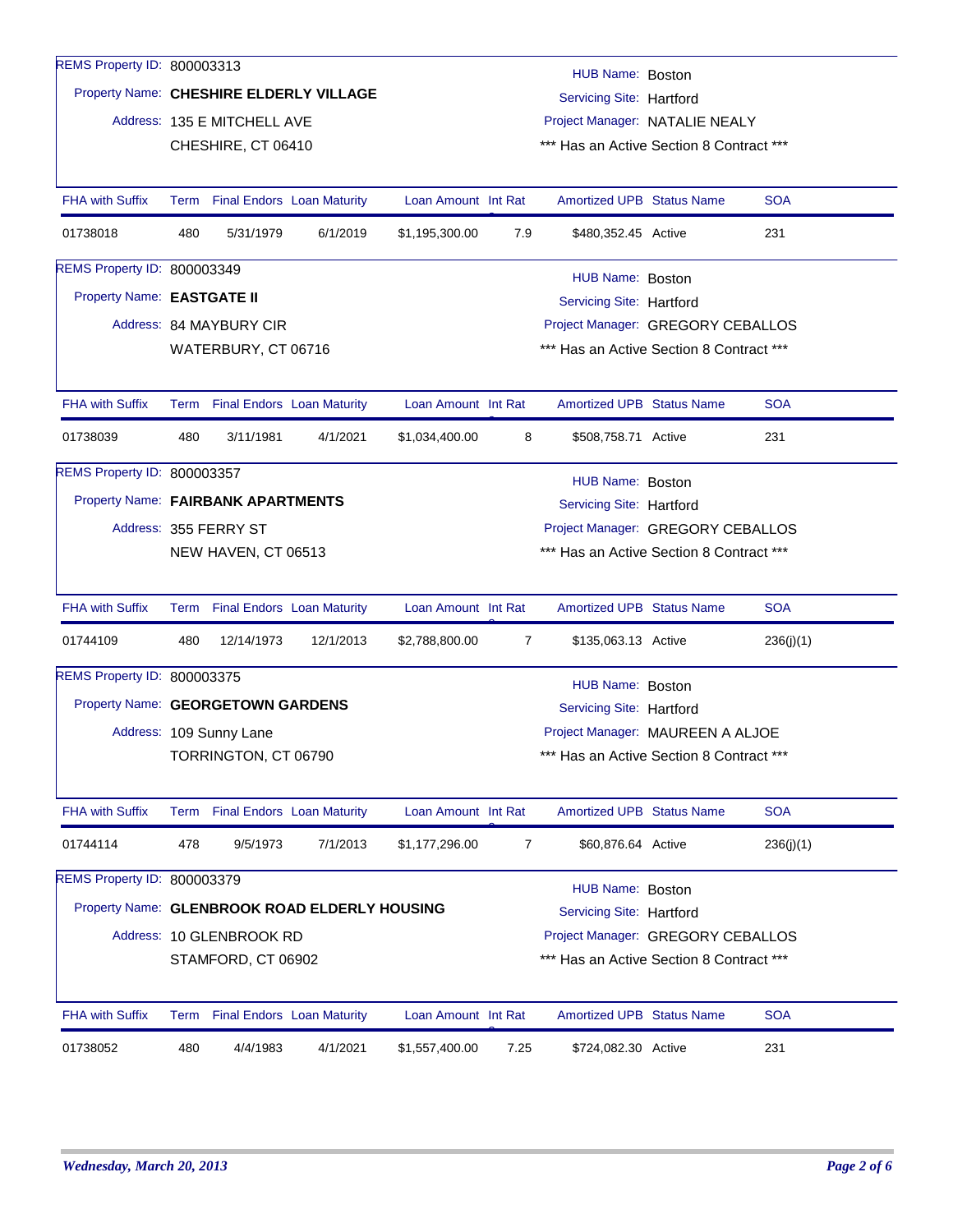REMS Property ID: 800003313

Property Name: **CHESHIRE ELDERLY VILLAGE**

Address: 135 E MITCHELL AVE
CHESHIRE, CT 06410

HUB Name: Boston
Servicing Site: Hartford
Project Manager: NATALIE NEALY
*** Has an Active Section 8 Contract ***

| FHA with Suffix | Term | Final Endors | Loan Maturity | Loan Amount | Int Rat | Amortized UPB | Status Name | SOA |
|---|---|---|---|---|---|---|---|---|
| 01738018 | 480 | 5/31/1979 | 6/1/2019 | $1,195,300.00 | 7.9 | $480,352.45 | Active | 231 |

REMS Property ID: 800003349

Property Name: **EASTGATE II**

Address: 84 MAYBURY CIR
WATERBURY, CT 06716

HUB Name: Boston
Servicing Site: Hartford
Project Manager: GREGORY CEBALLOS
*** Has an Active Section 8 Contract ***

| FHA with Suffix | Term | Final Endors | Loan Maturity | Loan Amount | Int Rat | Amortized UPB | Status Name | SOA |
|---|---|---|---|---|---|---|---|---|
| 01738039 | 480 | 3/11/1981 | 4/1/2021 | $1,034,400.00 | 8 | $508,758.71 | Active | 231 |

REMS Property ID: 800003357

Property Name: **FAIRBANK APARTMENTS**

Address: 355 FERRY ST
NEW HAVEN, CT 06513

HUB Name: Boston
Servicing Site: Hartford
Project Manager: GREGORY CEBALLOS
*** Has an Active Section 8 Contract ***

| FHA with Suffix | Term | Final Endors | Loan Maturity | Loan Amount | Int Rat | Amortized UPB | Status Name | SOA |
|---|---|---|---|---|---|---|---|---|
| 01744109 | 480 | 12/14/1973 | 12/1/2013 | $2,788,800.00 | 7 | $135,063.13 | Active | 236(j)(1) |

REMS Property ID: 800003375

Property Name: **GEORGETOWN GARDENS**

Address: 109 Sunny Lane
TORRINGTON, CT 06790

HUB Name: Boston
Servicing Site: Hartford
Project Manager: MAUREEN A ALJOE
*** Has an Active Section 8 Contract ***

| FHA with Suffix | Term | Final Endors | Loan Maturity | Loan Amount | Int Rat | Amortized UPB | Status Name | SOA |
|---|---|---|---|---|---|---|---|---|
| 01744114 | 478 | 9/5/1973 | 7/1/2013 | $1,177,296.00 | 7 | $60,876.64 | Active | 236(j)(1) |

REMS Property ID: 800003379

Property Name: **GLENBROOK ROAD ELDERLY HOUSING**

Address: 10 GLENBROOK RD
STAMFORD, CT 06902

HUB Name: Boston
Servicing Site: Hartford
Project Manager: GREGORY CEBALLOS
*** Has an Active Section 8 Contract ***

| FHA with Suffix | Term | Final Endors | Loan Maturity | Loan Amount | Int Rat | Amortized UPB | Status Name | SOA |
|---|---|---|---|---|---|---|---|---|
| 01738052 | 480 | 4/4/1983 | 4/1/2021 | $1,557,400.00 | 7.25 | $724,082.30 | Active | 231 |

*Wednesday, March 20, 2013*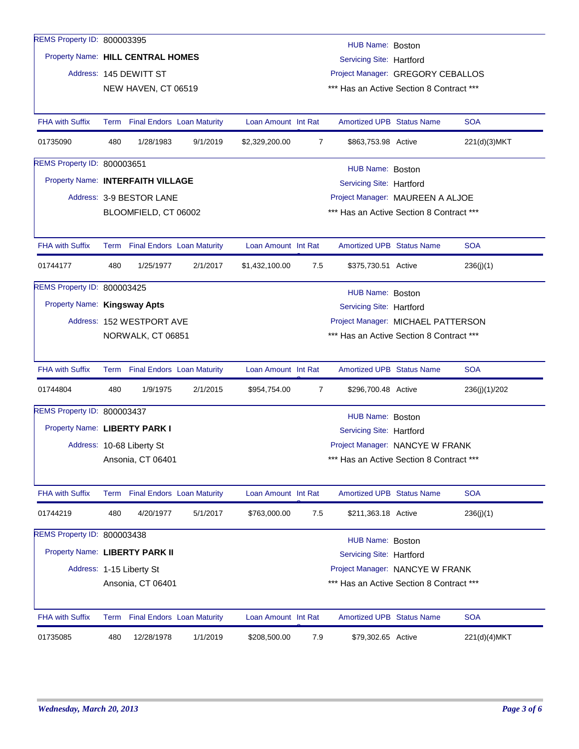REMS Property ID: 800003395

Property Name: **HILL CENTRAL HOMES**

Address: 145 DEWITT ST
NEW HAVEN, CT 06519

HUB Name: Boston
Servicing Site: Hartford
Project Manager: GREGORY CEBALLOS
\*\*\* Has an Active Section 8 Contract \*\*\*

| FHA with Suffix | Term | Final Endors | Loan Maturity | Loan Amount | Int Rate | Amortized UPB | Status Name | SOA |
|---|---|---|---|---|---|---|---|---|
| 01735090 | 480 | 1/28/1983 | 9/1/2019 | $2,329,200.00 | 7 | $863,753.98 | Active | 221(d)(3)MKT |

REMS Property ID: 800003651

Property Name: **INTERFAITH VILLAGE**

Address: 3-9 BESTOR LANE
BLOOMFIELD, CT 06002

HUB Name: Boston
Servicing Site: Hartford
Project Manager: MAUREEN A ALJOE
\*\*\* Has an Active Section 8 Contract \*\*\*

| FHA with Suffix | Term | Final Endors | Loan Maturity | Loan Amount | Int Rate | Amortized UPB | Status Name | SOA |
|---|---|---|---|---|---|---|---|---|
| 01744177 | 480 | 1/25/1977 | 2/1/2017 | $1,432,100.00 | 7.5 | $375,730.51 | Active | 236(j)(1) |

REMS Property ID: 800003425

Property Name: **Kingsway Apts**

Address: 152 WESTPORT AVE
NORWALK, CT 06851

HUB Name: Boston
Servicing Site: Hartford
Project Manager: MICHAEL PATTERSON
\*\*\* Has an Active Section 8 Contract \*\*\*

| FHA with Suffix | Term | Final Endors | Loan Maturity | Loan Amount | Int Rate | Amortized UPB | Status Name | SOA |
|---|---|---|---|---|---|---|---|---|
| 01744804 | 480 | 1/9/1975 | 2/1/2015 | $954,754.00 | 7 | $296,700.48 | Active | 236(j)(1)/202 |

REMS Property ID: 800003437

Property Name: **LIBERTY PARK I**

Address: 10-68 Liberty St
Ansonia, CT 06401

HUB Name: Boston
Servicing Site: Hartford
Project Manager: NANCYE W FRANK
\*\*\* Has an Active Section 8 Contract \*\*\*

| FHA with Suffix | Term | Final Endors | Loan Maturity | Loan Amount | Int Rate | Amortized UPB | Status Name | SOA |
|---|---|---|---|---|---|---|---|---|
| 01744219 | 480 | 4/20/1977 | 5/1/2017 | $763,000.00 | 7.5 | $211,363.18 | Active | 236(j)(1) |

REMS Property ID: 800003438

Property Name: **LIBERTY PARK II**

Address: 1-15 Liberty St
Ansonia, CT 06401

HUB Name: Boston
Servicing Site: Hartford
Project Manager: NANCYE W FRANK
\*\*\* Has an Active Section 8 Contract \*\*\*

| FHA with Suffix | Term | Final Endors | Loan Maturity | Loan Amount | Int Rate | Amortized UPB | Status Name | SOA |
|---|---|---|---|---|---|---|---|---|
| 01735085 | 480 | 12/28/1978 | 1/1/2019 | $208,500.00 | 7.9 | $79,302.65 | Active | 221(d)(4)MKT |

*Wednesday, March 20, 2013*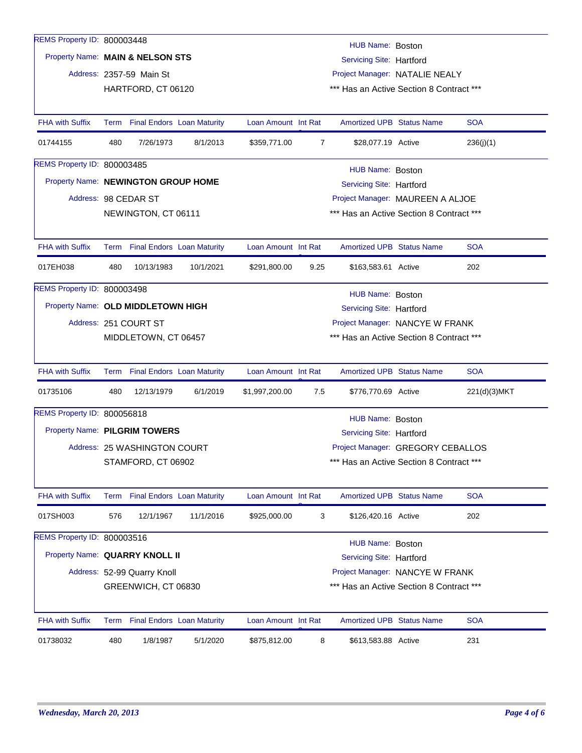REMS Property ID: 800003448

Property Name: **MAIN & NELSON STS**

Address: 2357-59 Main St
HARTFORD, CT 06120

HUB Name: Boston
Servicing Site: Hartford
Project Manager: NATALIE NEALY
*** Has an Active Section 8 Contract ***

| FHA with Suffix | Term | Final Endors | Loan Maturity | Loan Amount | Int Rate | Amortized UPB | Status Name | SOA |
|---|---|---|---|---|---|---|---|---|
| 01744155 | 480 | 7/26/1973 | 8/1/2013 | $359,771.00 | 7 | $28,077.19 | Active | 236(j)(1) |

REMS Property ID: 800003485

Property Name: **NEWINGTON GROUP HOME**

Address: 98 CEDAR ST
NEWINGTON, CT 06111

HUB Name: Boston
Servicing Site: Hartford
Project Manager: MAUREEN A ALJOE
*** Has an Active Section 8 Contract ***

| FHA with Suffix | Term | Final Endors | Loan Maturity | Loan Amount | Int Rate | Amortized UPB | Status Name | SOA |
|---|---|---|---|---|---|---|---|---|
| 017EH038 | 480 | 10/13/1983 | 10/1/2021 | $291,800.00 | 9.25 | $163,583.61 | Active | 202 |

REMS Property ID: 800003498

Property Name: **OLD MIDDLETOWN HIGH**

Address: 251 COURT ST
MIDDLETOWN, CT 06457

HUB Name: Boston
Servicing Site: Hartford
Project Manager: NANCYE W FRANK
*** Has an Active Section 8 Contract ***

| FHA with Suffix | Term | Final Endors | Loan Maturity | Loan Amount | Int Rate | Amortized UPB | Status Name | SOA |
|---|---|---|---|---|---|---|---|---|
| 01735106 | 480 | 12/13/1979 | 6/1/2019 | $1,997,200.00 | 7.5 | $776,770.69 | Active | 221(d)(3)MKT |

REMS Property ID: 800056818

Property Name: **PILGRIM TOWERS**

Address: 25 WASHINGTON COURT
STAMFORD, CT 06902

HUB Name: Boston
Servicing Site: Hartford
Project Manager: GREGORY CEBALLOS
*** Has an Active Section 8 Contract ***

| FHA with Suffix | Term | Final Endors | Loan Maturity | Loan Amount | Int Rate | Amortized UPB | Status Name | SOA |
|---|---|---|---|---|---|---|---|---|
| 017SH003 | 576 | 12/1/1967 | 11/1/2016 | $925,000.00 | 3 | $126,420.16 | Active | 202 |

REMS Property ID: 800003516

Property Name: **QUARRY KNOLL II**

Address: 52-99 Quarry Knoll
GREENWICH, CT 06830

HUB Name: Boston
Servicing Site: Hartford
Project Manager: NANCYE W FRANK
*** Has an Active Section 8 Contract ***

| FHA with Suffix | Term | Final Endors | Loan Maturity | Loan Amount | Int Rate | Amortized UPB | Status Name | SOA |
|---|---|---|---|---|---|---|---|---|
| 01738032 | 480 | 1/8/1987 | 5/1/2020 | $875,812.00 | 8 | $613,583.88 | Active | 231 |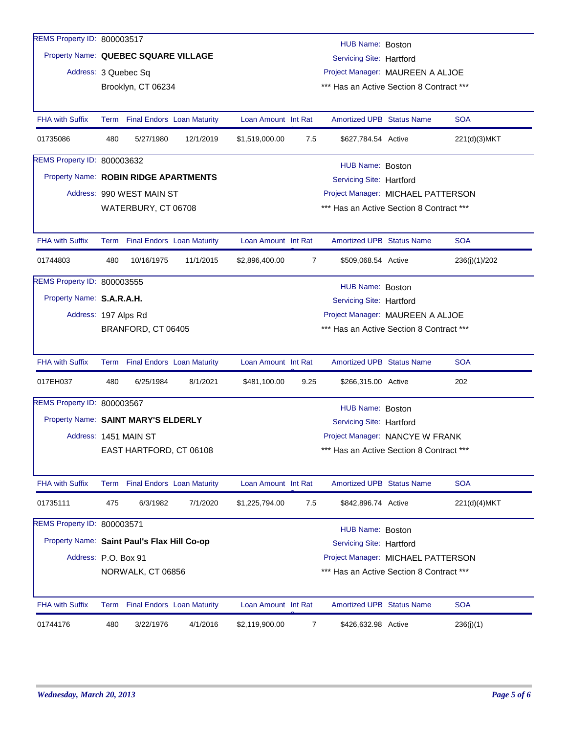REMS Property ID: 800003517

Property Name: **QUEBEC SQUARE VILLAGE**

Address: 3 Quebec Sq
Brooklyn, CT 06234

HUB Name: Boston
Servicing Site: Hartford
Project Manager: MAUREEN A ALJOE
*** Has an Active Section 8 Contract ***

| FHA with Suffix | Term | Final Endors | Loan Maturity | Loan Amount | Int Rat | Amortized UPB | Status Name | SOA |
|---|---|---|---|---|---|---|---|---|
| 01735086 | 480 | 5/27/1980 | 12/1/2019 | $1,519,000.00 | 7.5 | $627,784.54 | Active | 221(d)(3)MKT |

REMS Property ID: 800003632

Property Name: **ROBIN RIDGE APARTMENTS**

Address: 990 WEST MAIN ST
WATERBURY, CT 06708

HUB Name: Boston
Servicing Site: Hartford
Project Manager: MICHAEL PATTERSON
*** Has an Active Section 8 Contract ***

| FHA with Suffix | Term | Final Endors | Loan Maturity | Loan Amount | Int Rat | Amortized UPB | Status Name | SOA |
|---|---|---|---|---|---|---|---|---|
| 01744803 | 480 | 10/16/1975 | 11/1/2015 | $2,896,400.00 | 7 | $509,068.54 | Active | 236(j)(1)/202 |

REMS Property ID: 800003555

Property Name: **S.A.R.A.H.**

Address: 197 Alps Rd
BRANFORD, CT 06405

HUB Name: Boston
Servicing Site: Hartford
Project Manager: MAUREEN A ALJOE
*** Has an Active Section 8 Contract ***

| FHA with Suffix | Term | Final Endors | Loan Maturity | Loan Amount | Int Rat | Amortized UPB | Status Name | SOA |
|---|---|---|---|---|---|---|---|---|
| 017EH037 | 480 | 6/25/1984 | 8/1/2021 | $481,100.00 | 9.25 | $266,315.00 | Active | 202 |

REMS Property ID: 800003567

Property Name: **SAINT MARY'S ELDERLY**

Address: 1451 MAIN ST
EAST HARTFORD, CT 06108

HUB Name: Boston
Servicing Site: Hartford
Project Manager: NANCYE W FRANK
*** Has an Active Section 8 Contract ***

| FHA with Suffix | Term | Final Endors | Loan Maturity | Loan Amount | Int Rat | Amortized UPB | Status Name | SOA |
|---|---|---|---|---|---|---|---|---|
| 01735111 | 475 | 6/3/1982 | 7/1/2020 | $1,225,794.00 | 7.5 | $842,896.74 | Active | 221(d)(4)MKT |

REMS Property ID: 800003571

Property Name: **Saint Paul's Flax Hill Co-op**

Address: P.O. Box 91
NORWALK, CT 06856

HUB Name: Boston
Servicing Site: Hartford
Project Manager: MICHAEL PATTERSON
*** Has an Active Section 8 Contract ***

| FHA with Suffix | Term | Final Endors | Loan Maturity | Loan Amount | Int Rat | Amortized UPB | Status Name | SOA |
|---|---|---|---|---|---|---|---|---|
| 01744176 | 480 | 3/22/1976 | 4/1/2016 | $2,119,900.00 | 7 | $426,632.98 | Active | 236(j)(1) |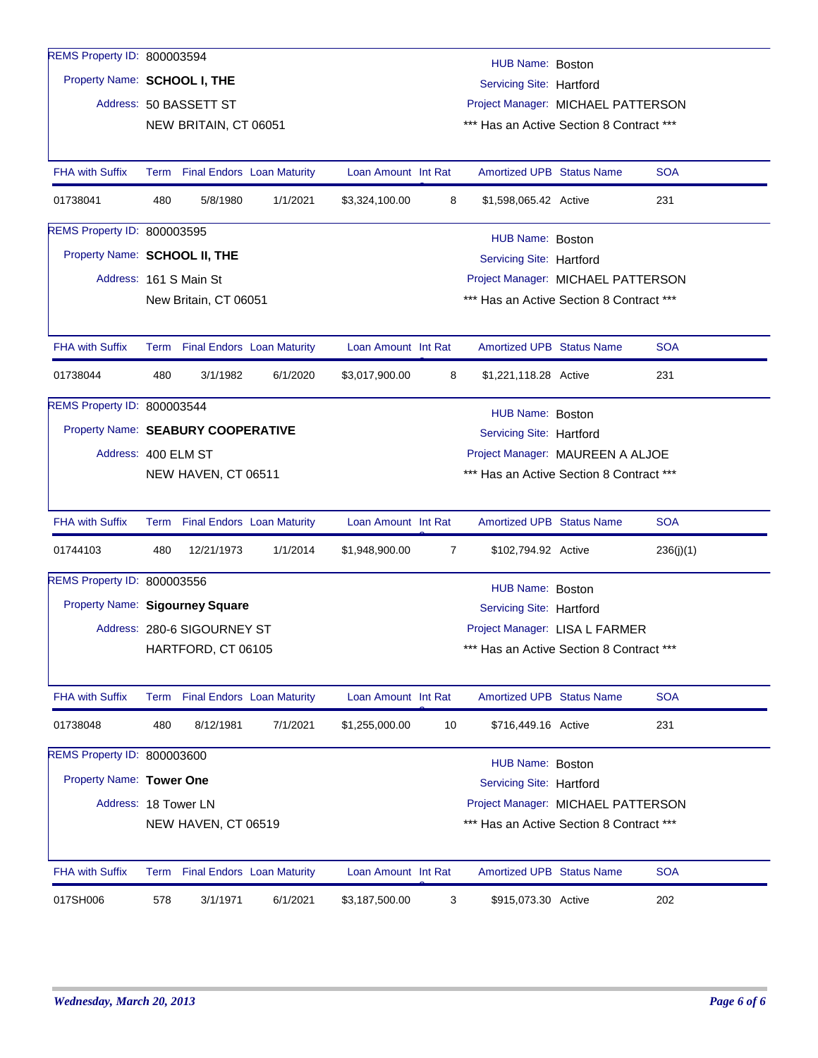REMS Property ID: 800003594

Property Name: **SCHOOL I, THE**

Address: 50 BASSETT ST
NEW BRITAIN, CT 06051

HUB Name: Boston
Servicing Site: Hartford
Project Manager: MICHAEL PATTERSON
*** Has an Active Section 8 Contract ***

| FHA with Suffix | Term | Final Endors | Loan Maturity | Loan Amount | Int Rate | Amortized UPB | Status Name | SOA |
|---|---|---|---|---|---|---|---|---|
| 01738041 | 480 | 5/8/1980 | 1/1/2021 | $3,324,100.00 | 8 | $1,598,065.42 | Active | 231 |

REMS Property ID: 800003595

Property Name: **SCHOOL II, THE**

Address: 161 S Main St
New Britain, CT 06051

HUB Name: Boston
Servicing Site: Hartford
Project Manager: MICHAEL PATTERSON
*** Has an Active Section 8 Contract ***

| FHA with Suffix | Term | Final Endors | Loan Maturity | Loan Amount | Int Rate | Amortized UPB | Status Name | SOA |
|---|---|---|---|---|---|---|---|---|
| 01738044 | 480 | 3/1/1982 | 6/1/2020 | $3,017,900.00 | 8 | $1,221,118.28 | Active | 231 |

REMS Property ID: 800003544

Property Name: **SEABURY COOPERATIVE**

Address: 400 ELM ST
NEW HAVEN, CT 06511

HUB Name: Boston
Servicing Site: Hartford
Project Manager: MAUREEN A ALJOE
*** Has an Active Section 8 Contract ***

| FHA with Suffix | Term | Final Endors | Loan Maturity | Loan Amount | Int Rate | Amortized UPB | Status Name | SOA |
|---|---|---|---|---|---|---|---|---|
| 01744103 | 480 | 12/21/1973 | 1/1/2014 | $1,948,900.00 | 7 | $102,794.92 | Active | 236(j)(1) |

REMS Property ID: 800003556

Property Name: **Sigourney Square**

Address: 280-6 SIGOURNEY ST
HARTFORD, CT 06105

HUB Name: Boston
Servicing Site: Hartford
Project Manager: LISA L FARMER
*** Has an Active Section 8 Contract ***

| FHA with Suffix | Term | Final Endors | Loan Maturity | Loan Amount | Int Rate | Amortized UPB | Status Name | SOA |
|---|---|---|---|---|---|---|---|---|
| 01738048 | 480 | 8/12/1981 | 7/1/2021 | $1,255,000.00 | 10 | $716,449.16 | Active | 231 |

REMS Property ID: 800003600

Property Name: **Tower One**

Address: 18 Tower LN
NEW HAVEN, CT 06519

HUB Name: Boston
Servicing Site: Hartford
Project Manager: MICHAEL PATTERSON
*** Has an Active Section 8 Contract ***

| FHA with Suffix | Term | Final Endors | Loan Maturity | Loan Amount | Int Rate | Amortized UPB | Status Name | SOA |
|---|---|---|---|---|---|---|---|---|
| 017SH006 | 578 | 3/1/1971 | 6/1/2021 | $3,187,500.00 | 3 | $915,073.30 | Active | 202 |

*Wednesday, March 20, 2013*